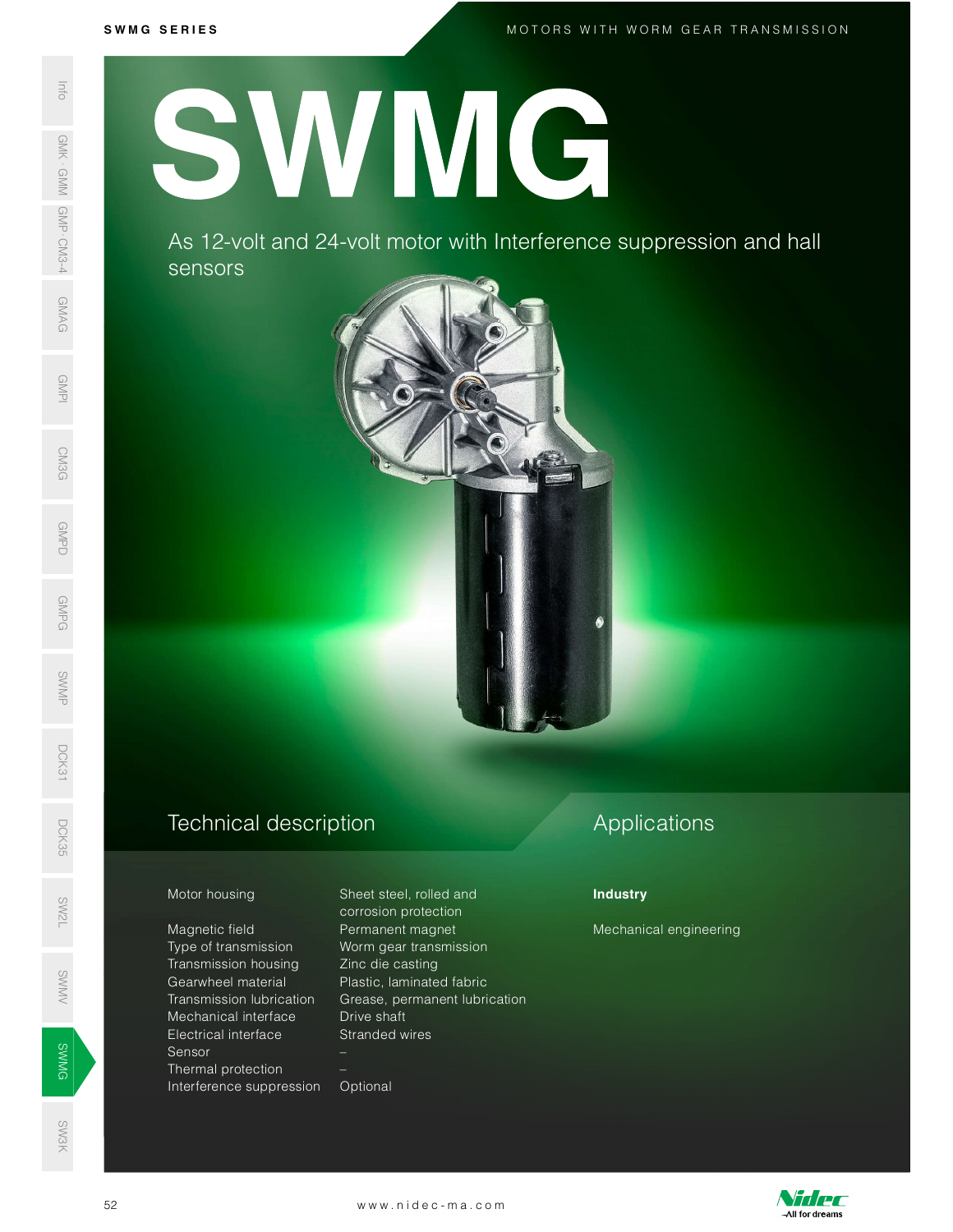# SWMG

As 12-volt and 24-volt motor with Interference suppression and hall sensors

## Technical description

| | |
|---|---|
| Motor housing | Sheet steel, rolled and corrosion protection |
| Magnetic field | Permanent magnet |
| Type of transmission | Worm gear transmission |
| Transmission housing | Zinc die casting |
| Gearwheel material | Plastic, laminated fabric |
| Transmission lubrication | Grease, permanent lubrication |
| Mechanical interface | Drive shaft |
| Electrical interface | Stranded wires |
| Sensor | – |
| Thermal protection | – |
| Interference suppression | Optional |

## Applications

**Industry**

Mechanical engineering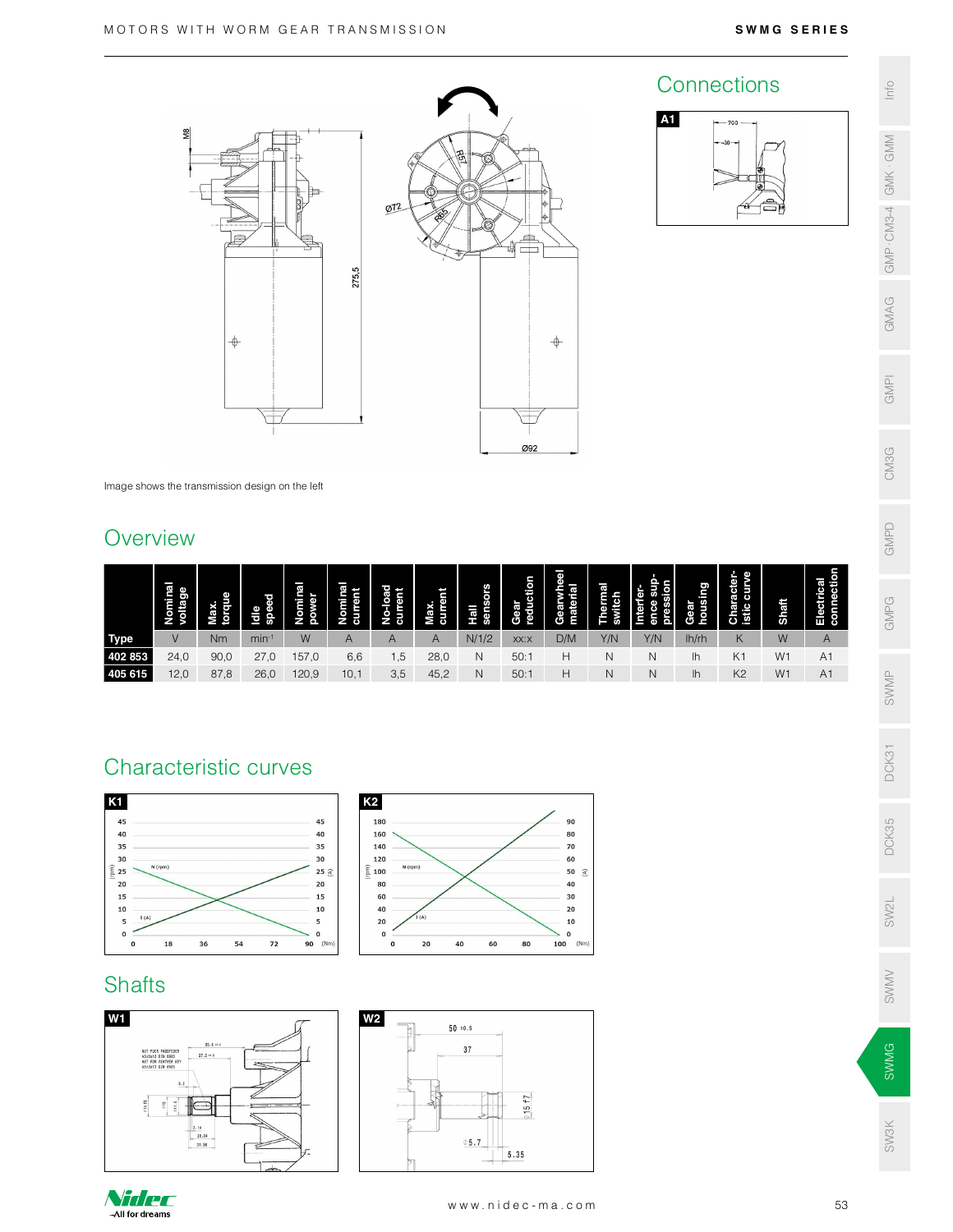Image shows the transmission design on the left

## Connections

A1

## Overview

| Type | Nominal voltage | Max. torque | Idle speed | Nominal power | Nominal current | No-load current | Max. current | Hall sensors | Gear reduction | Gearwheel material | Thermal switch | Interference suppression | Gear housing | Characteristic curve | Shaft | Electrical connection |
|---|---|---|---|---|---|---|---|---|---|---|---|---|---|---|---|---|
| | V | Nm | min⁻¹ | W | A | A | A | N/1/2 | xx:x | D/M | Y/N | Y/N | lh/rh | K | W | A |
| 402 853 | 24,0 | 90,0 | 27,0 | 157,0 | 6,6 | 1,5 | 28,0 | N | 50:1 | H | N | N | lh | K1 | W1 | A1 |
| 405 615 | 12,0 | 87,8 | 26,0 | 120,9 | 10,1 | 3,5 | 45,2 | N | 50:1 | H | N | N | lh | K2 | W1 | A1 |

## Characteristic curves

K1

N (rpm)
I (A)
(rpm)
(A)
(Nm)
0 18 36 54 72 90

K2

N (rpm)
I (A)
(rpm)
(A)
(Nm)
0 20 40 60 80 100

## Shafts

W1

W2